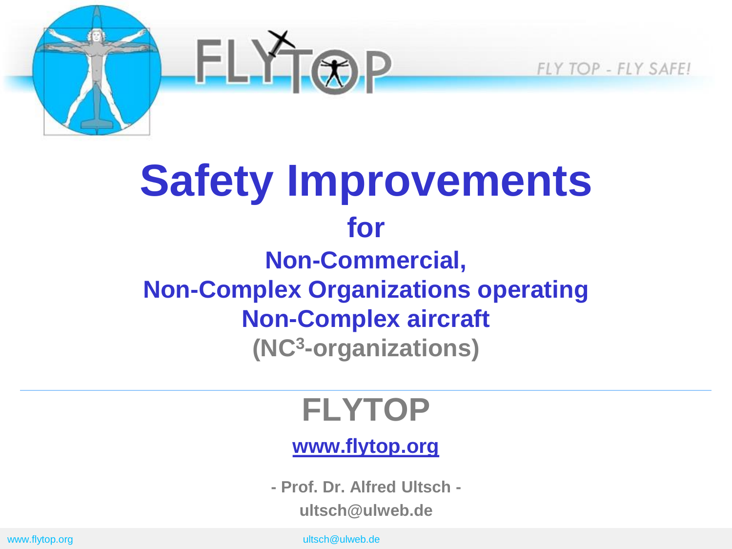FLY TOP - FLY SAFE!

# Safety Improvements

## for

## Non-Commercial, Non-Complex Organizations operating Non-Complex aircraft

## (NC$^3$-organizations)

---

# FLYTOP

[www.flytop.org](http://www.flytop.org)

**- Prof. Dr. Alfred Ultsch -**

**ultsch@ulweb.de**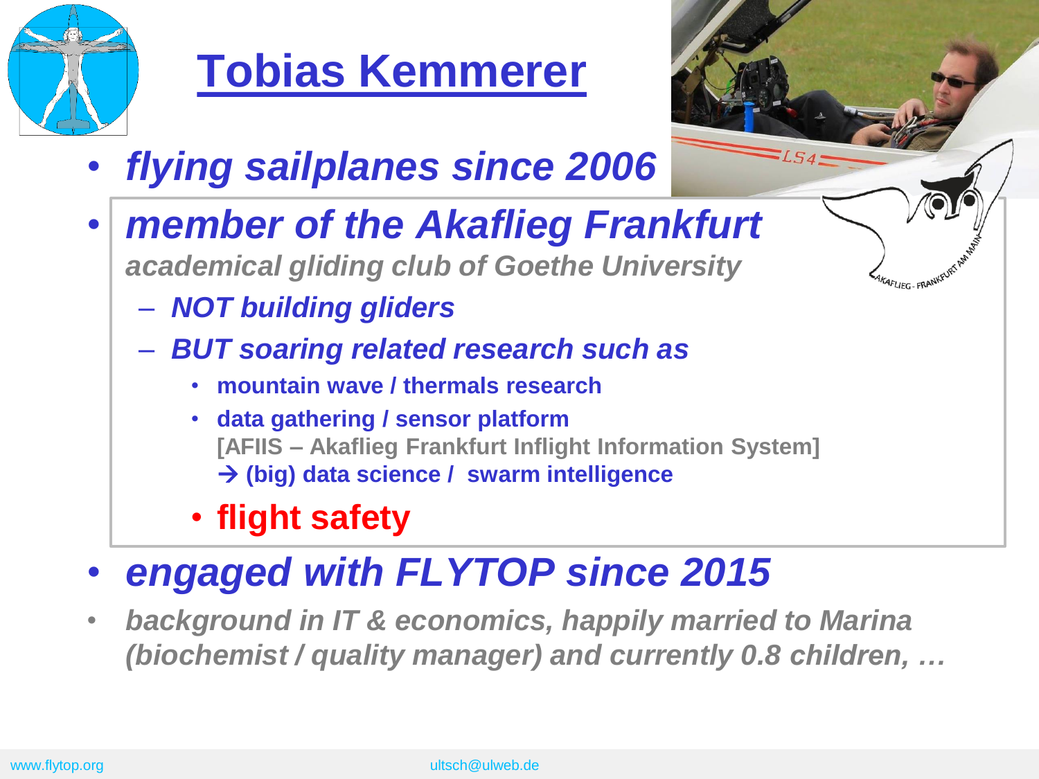# Tobias Kemmerer

- *flying sailplanes since 2006*
- *member of the Akaflieg Frankfurt*
  *academical gliding club of Goethe University*
  - *NOT building gliders*
  - *BUT soaring related research such as*
    - **mountain wave / thermals research**
    - **data gathering / sensor platform**
      **[AFIIS – Akaflieg Frankfurt Inflight Information System]**
      **→ (big) data science / swarm intelligence**
    - **flight safety**
- *engaged with FLYTOP since 2015*
- *background in IT & economics, happily married to Marina (biochemist / quality manager) and currently 0.8 children, …*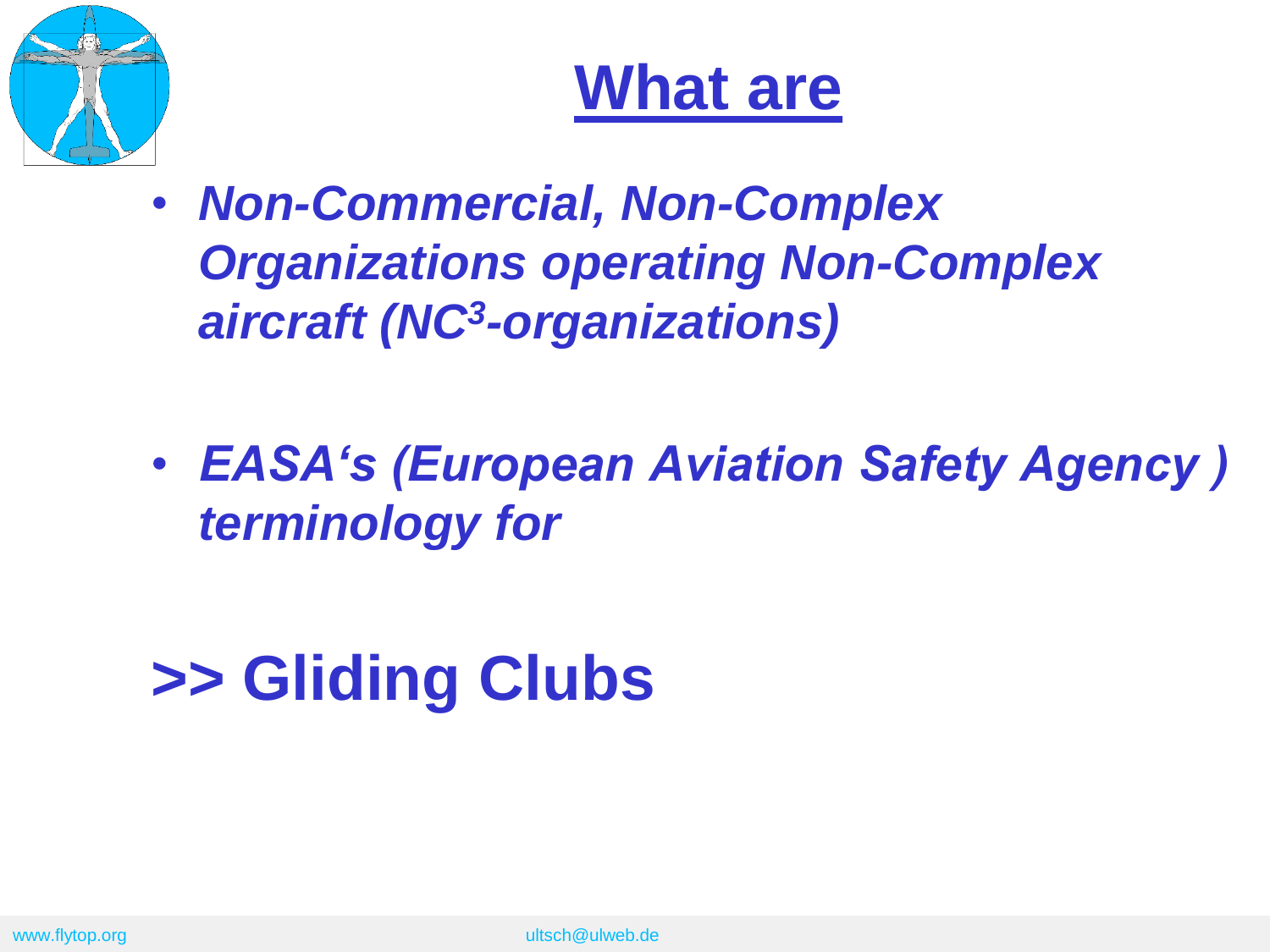# What are

- ***Non-Commercial, Non-Complex Organizations operating Non-Complex aircraft (NC$^3$-organizations)***

- ***EASA's (European Aviation Safety Agency ) terminology for***

## >> Gliding Clubs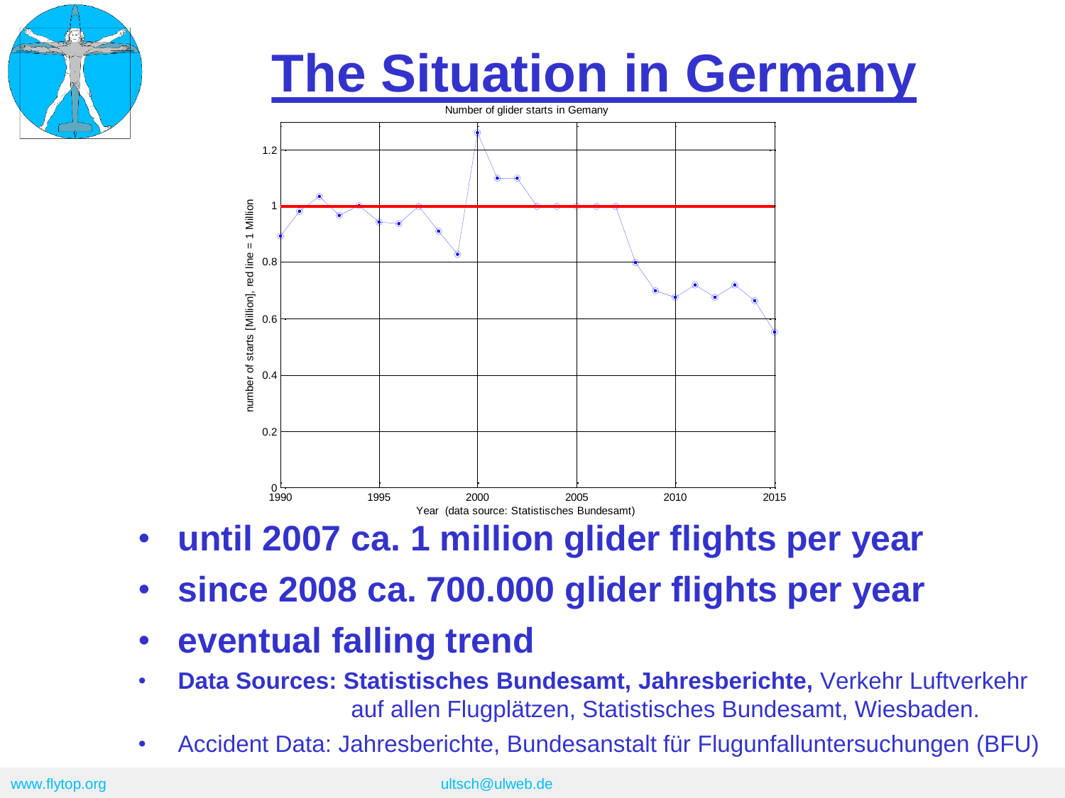# The Situation in Germany

- **until 2007 ca. 1 million glider flights per year**
- **since 2008 ca. 700.000 glider flights per year**
- **eventual falling trend**
- **Data Sources: Statistisches Bundesamt, Jahresberichte,** Verkehr Luftverkehr auf allen Flugplätzen, Statistisches Bundesamt, Wiesbaden.
- Accident Data: Jahresberichte, Bundesanstalt für Flugunfalluntersuchungen (BFU)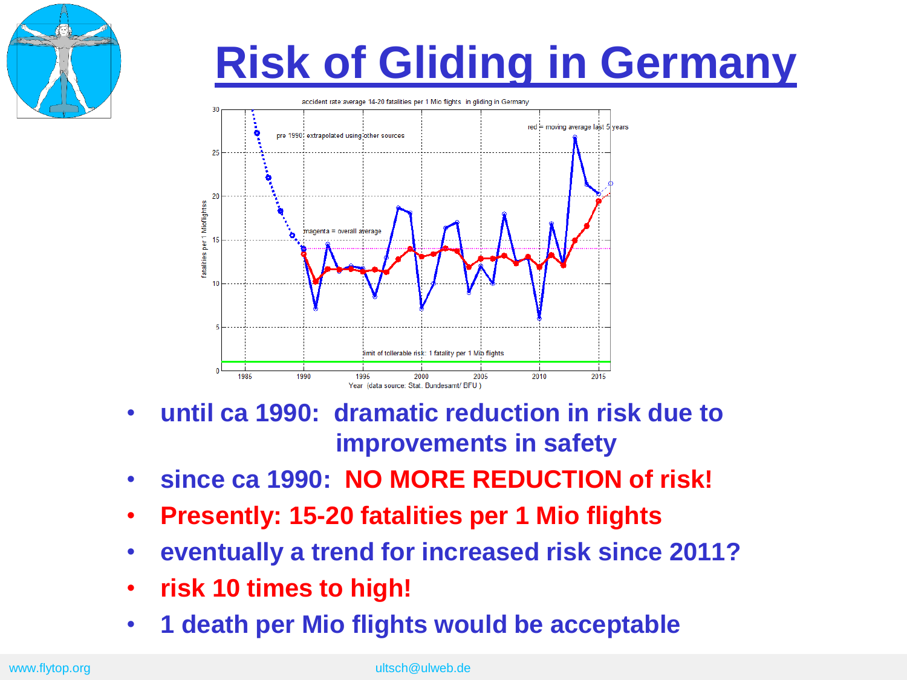# Risk of Gliding in Germany

accident rate:average 14-20 fatalities per 1 Mio flights in gliding in Germany

pre 1990: extrapolated using other sources

red = moving average last 5 years

magenta = overall average

limit of tollerable risk: 1 fatality per 1 Mio flights

fatalities per 1 Mioflights

Year (data source: Stat. Bundesamt/ BFU )

- until ca 1990: dramatic reduction in risk due to improvements in safety
- since ca 1990: **NO MORE REDUCTION of risk!**
- **Presently: 15-20 fatalities per 1 Mio flights**
- eventually a trend for increased risk since 2011?
- **risk 10 times to high!**
- 1 death per Mio flights would be acceptable

www.flytop.org ultsch@ulweb.de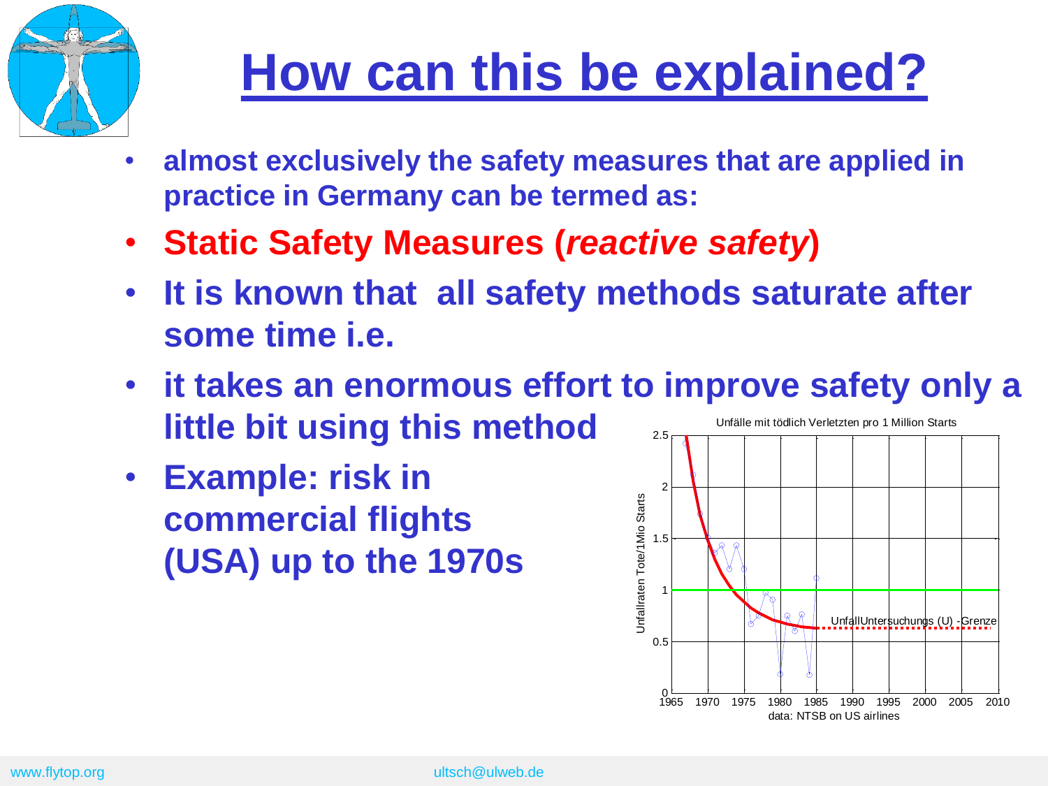# How can this be explained?

- **almost exclusively the safety measures that are applied in practice in Germany can be termed as:**
- **Static Safety Measures (*reactive safety*)**
- **It is known that all safety methods saturate after some time i.e.**
- **it takes an enormous effort to improve safety only a little bit using this method**
- **Example: risk in commercial flights (USA) up to the 1970s**

Unfälle mit tödlich Verletzten pro 1 Million Starts

Unfallraten Tote/1Mio Starts

UnfallUntersuchungs (U) -Grenze

data: NTSB on US airlines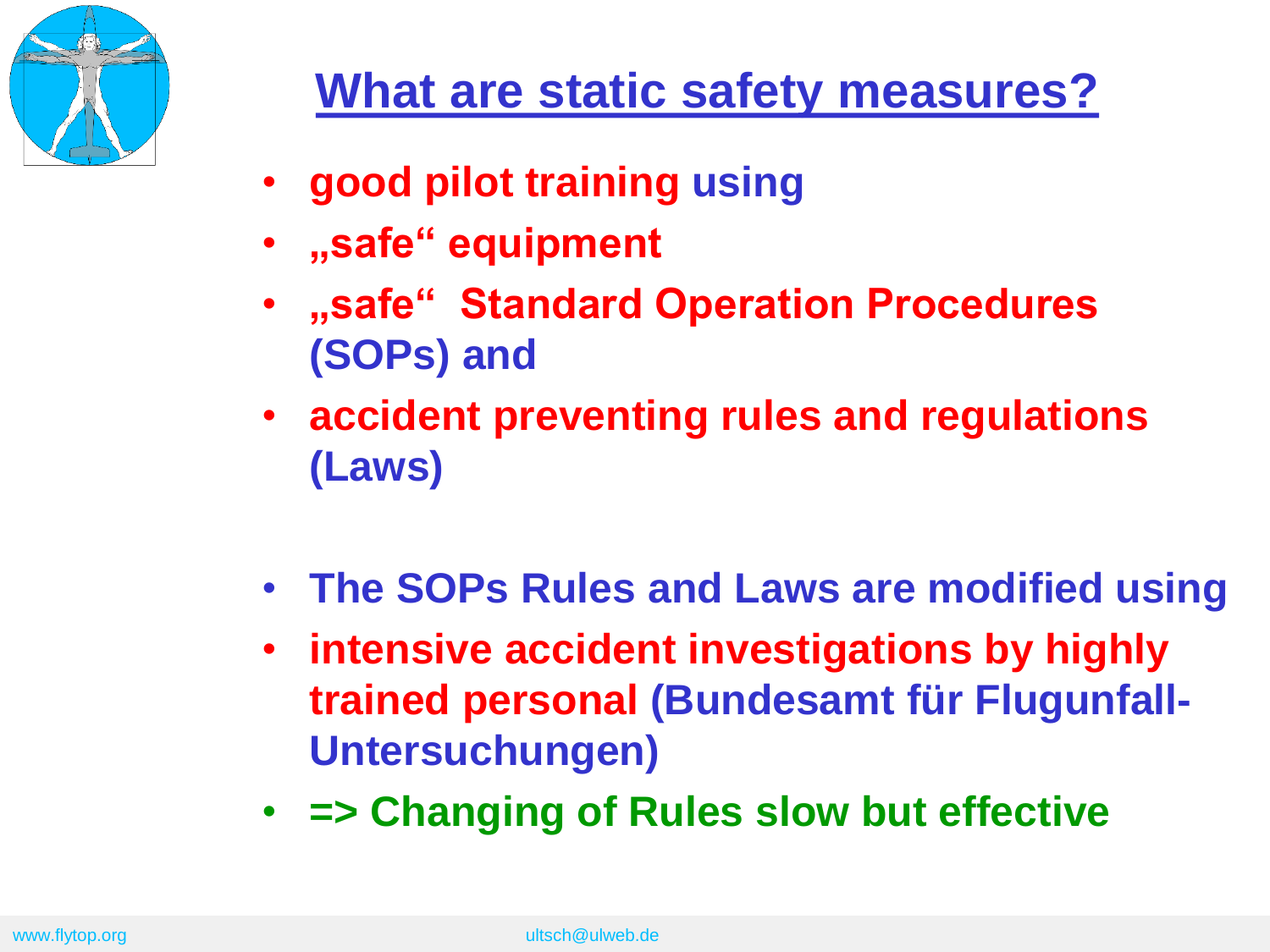# What are static safety measures?

- good pilot training using
- „safe" equipment
- „safe" Standard Operation Procedures (SOPs) and
- accident preventing rules and regulations (Laws)

- The SOPs Rules and Laws are modified using
- intensive accident investigations by highly trained personal (Bundesamt für Flugunfall-Untersuchungen)
- => Changing of Rules slow but effective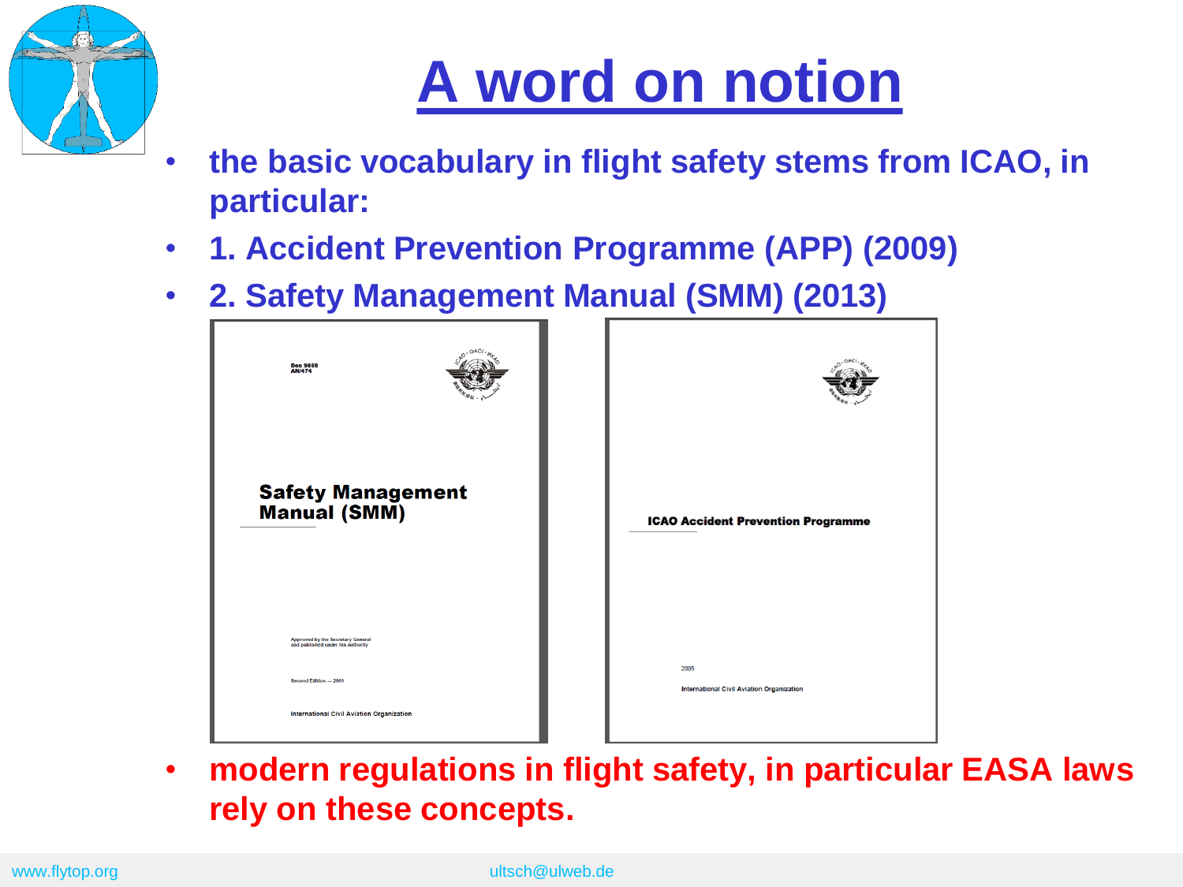# A word on notion

- the basic vocabulary in flight safety stems from ICAO, in particular:
- 1. Accident Prevention Programme (APP) (2009)
- 2. Safety Management Manual (SMM) (2013)

- modern regulations in flight safety, in particular EASA laws rely on these concepts.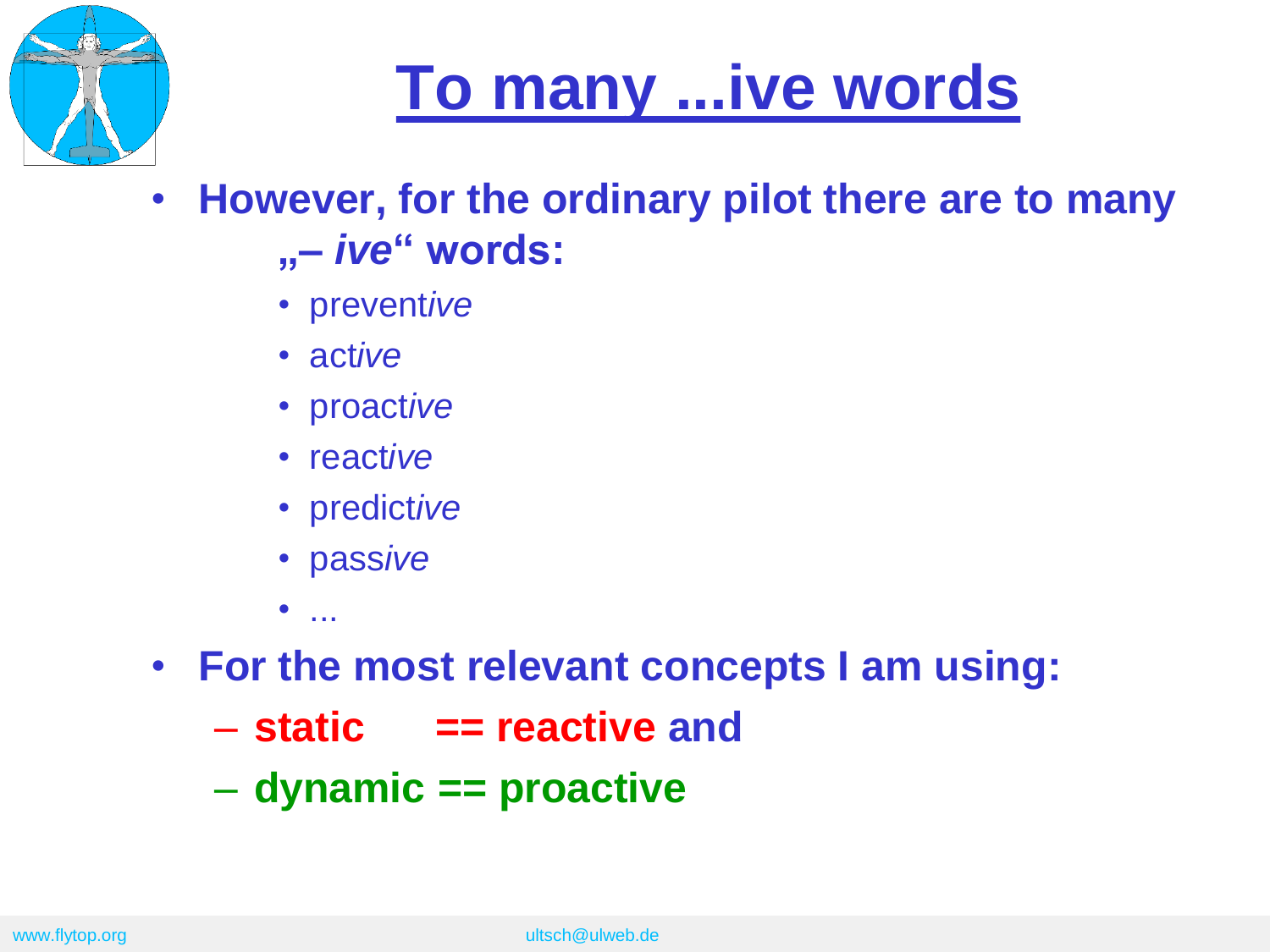# To many ...ive words

- **However, for the ordinary pilot there are to many „– *ive*“ words:**
  - prevent*ive*
  - act*ive*
  - proact*ive*
  - react*ive*
  - predict*ive*
  - pass*ive*
  - ...
- **For the most relevant concepts I am using:**
  - **static == reactive and**
  - **dynamic == proactive**

www.flytop.org ultsch@ulweb.de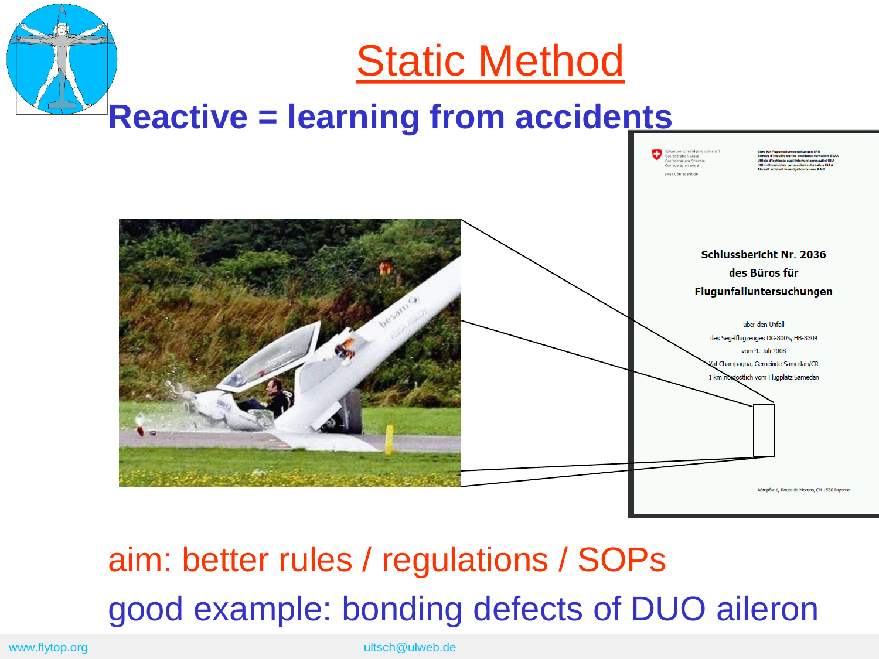# Static Method

## Reactive = learning from accidents

Schlussbericht Nr. 2036
des Büros für
Flugunfalluntersuchungen

über den Unfall
des Segelflugzeuges DG-800S, HB-3309
vom 4. Juli 2008
Val Champagna, Gemeinde Samedan/GR
1 km nordöstlich vom Flugplatz Samedan

aim: better rules / regulations / SOPs

good example: bonding defects of DUO aileron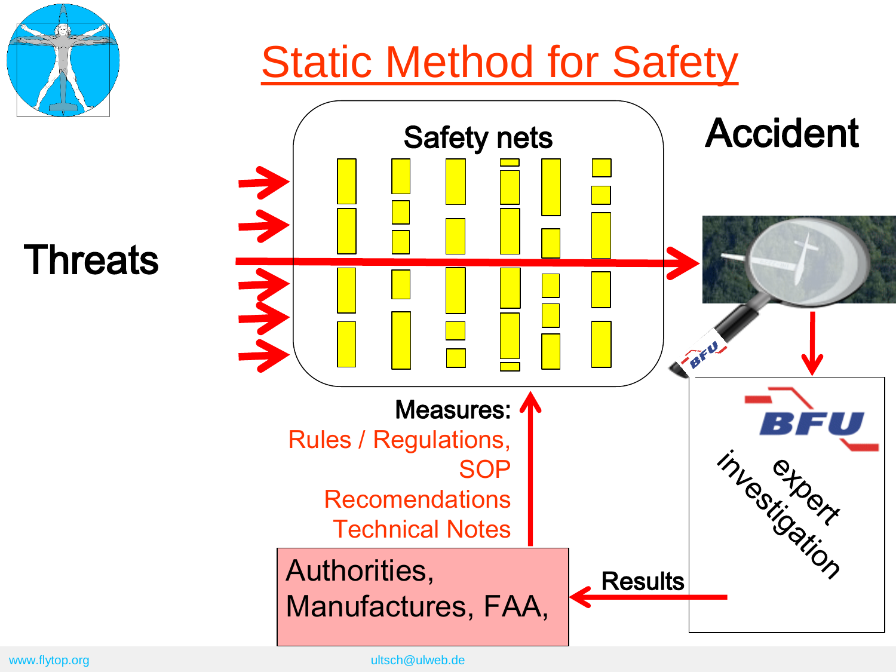# Static Method for Safety

Safety nets

Accident

Threats

Measures:

Rules / Regulations,

SOP

Recomendations

Technical Notes

Authorities,
Manufactures, FAA,

Results

BFU

expert investigation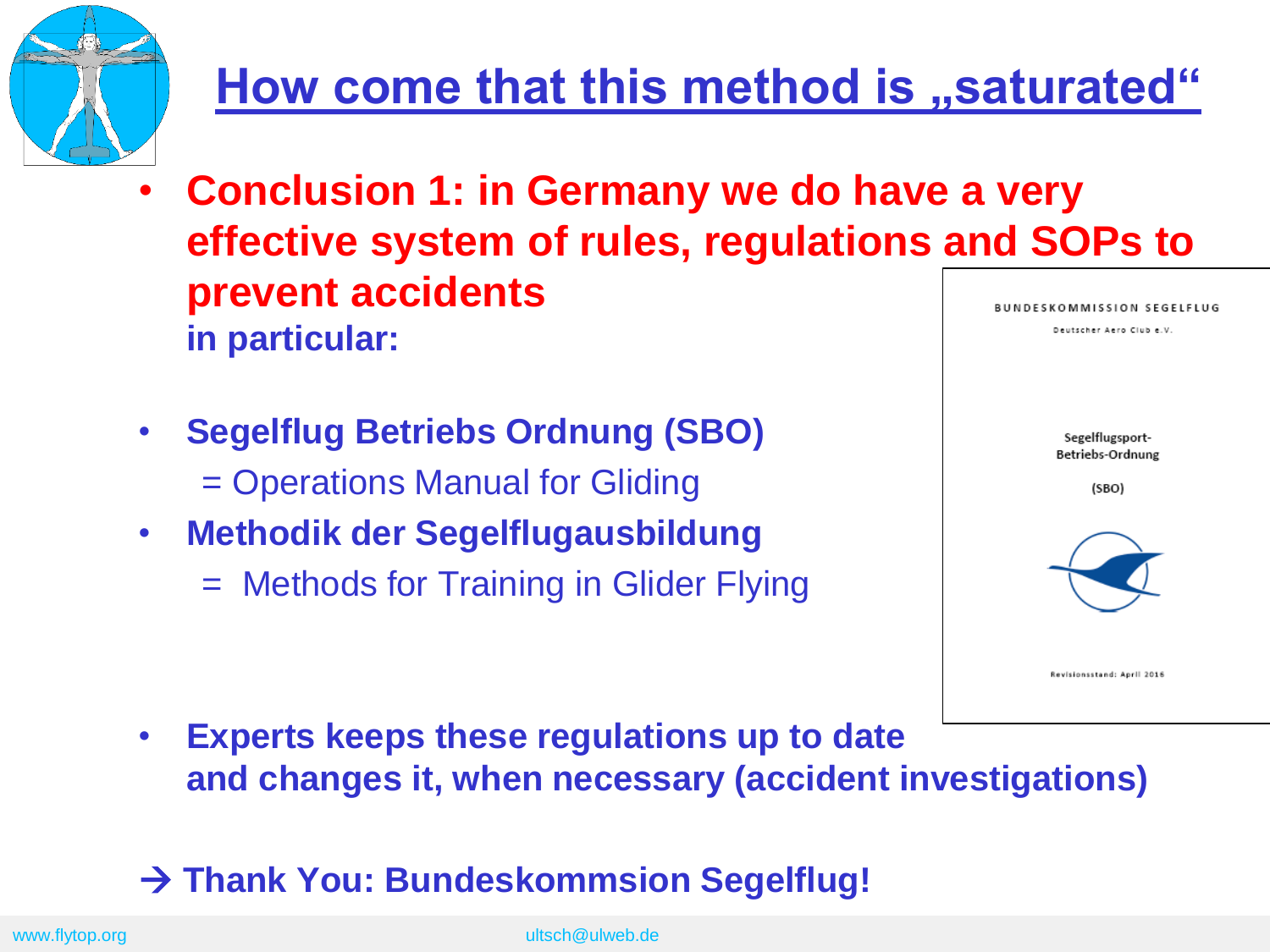# How come that this method is „saturated“

- **Conclusion 1: in Germany we do have a very effective system of rules, regulations and SOPs to prevent accidents**
  **in particular:**

- **Segelflug Betriebs Ordnung (SBO)**
  = Operations Manual for Gliding
- **Methodik der Segelflugausbildung**
  = Methods for Training in Glider Flying

BUNDESKOMMISSION SEGELFLUG

Deutscher Aero Club e.V.

Segelflugsport-Betriebs-Ordnung

(SBO)

Revisionsstand: April 2016

- **Experts keeps these regulations up to date and changes it, when necessary (accident investigations)**

**→ Thank You: Bundeskommsion Segelflug!**

www.flytop.org ultsch@ulweb.de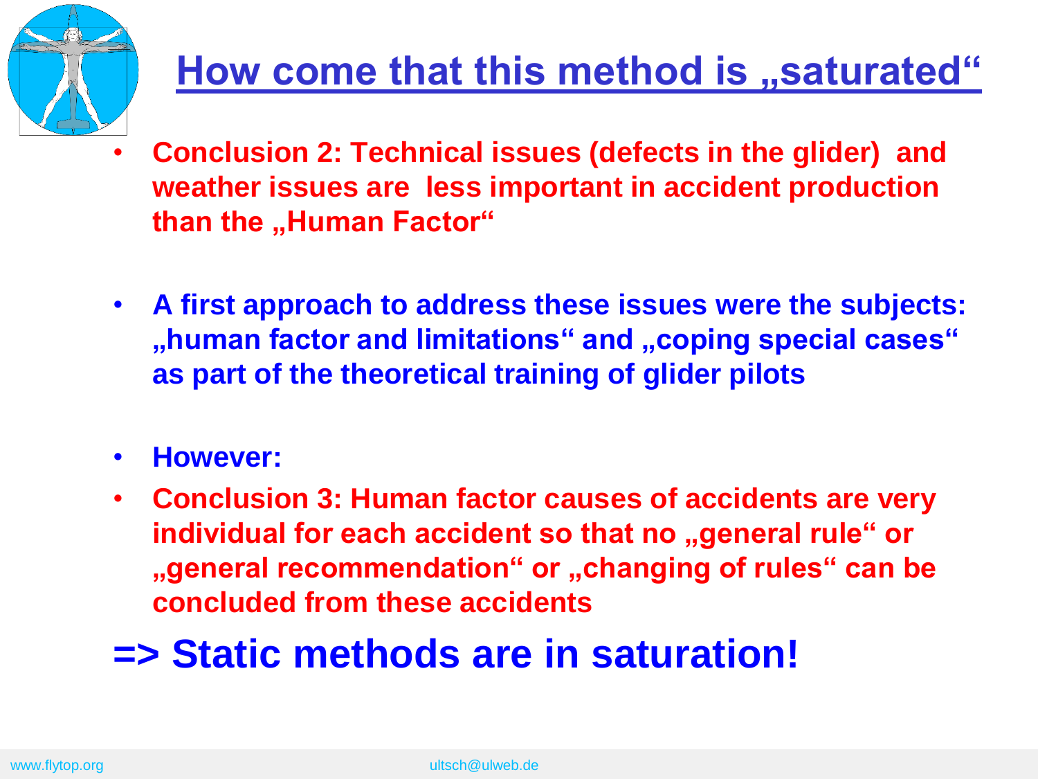# How come that this method is „saturated“

- **Conclusion 2: Technical issues (defects in the glider) and weather issues are less important in accident production than the „Human Factor“**

- **A first approach to address these issues were the subjects: „human factor and limitations“ and „coping special cases“ as part of the theoretical training of glider pilots**

- **However:**
- **Conclusion 3: Human factor causes of accidents are very individual for each accident so that no „general rule“ or „general recommendation“ or „changing of rules“ can be concluded from these accidents**

## => Static methods are in saturation!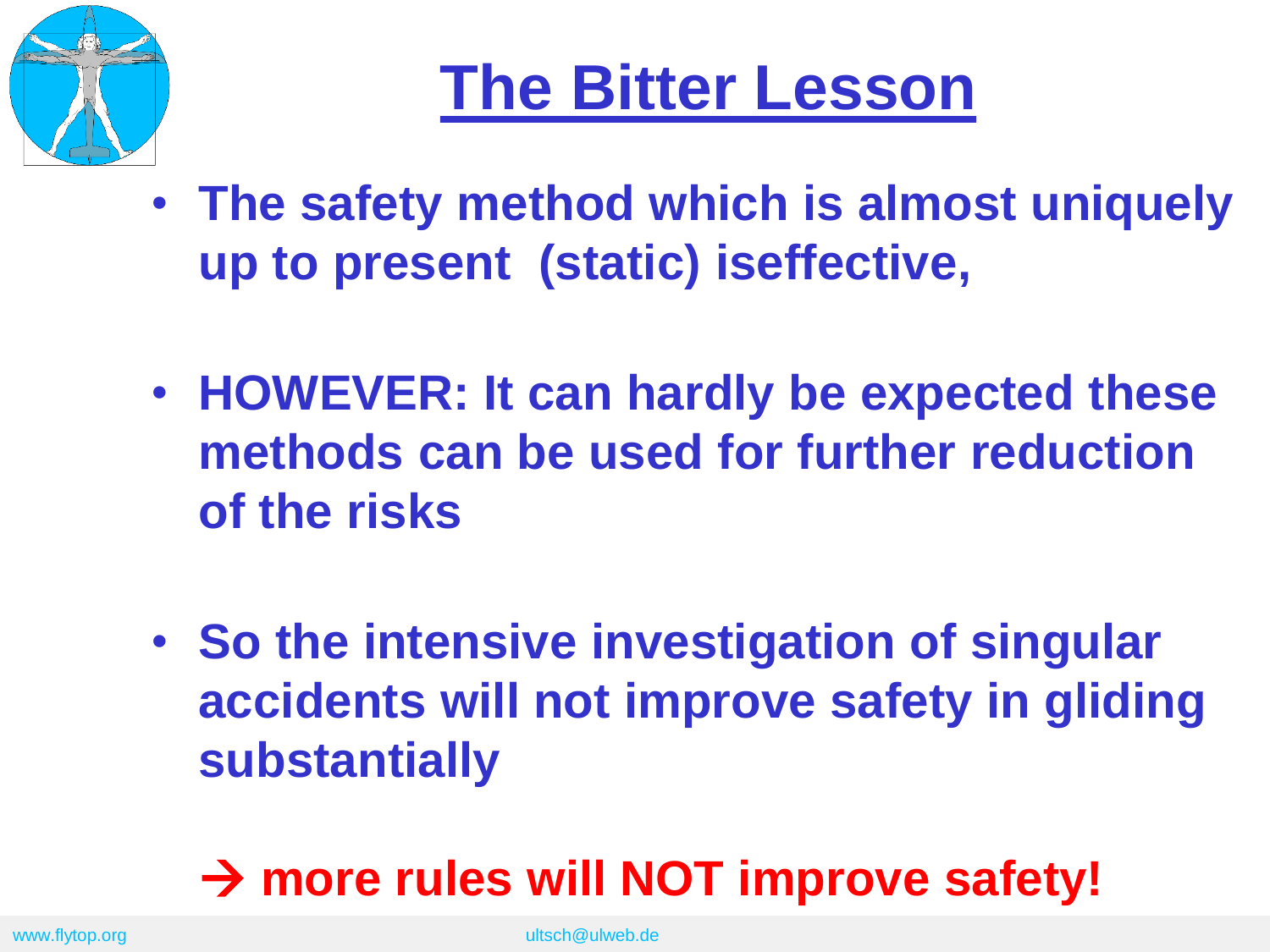# The Bitter Lesson

- **The safety method which is almost uniquely up to present (static) iseffective,**
- **HOWEVER: It can hardly be expected these methods can be used for further reduction of the risks**
- **So the intensive investigation of singular accidents will not improve safety in gliding substantially**

**→ more rules will NOT improve safety!**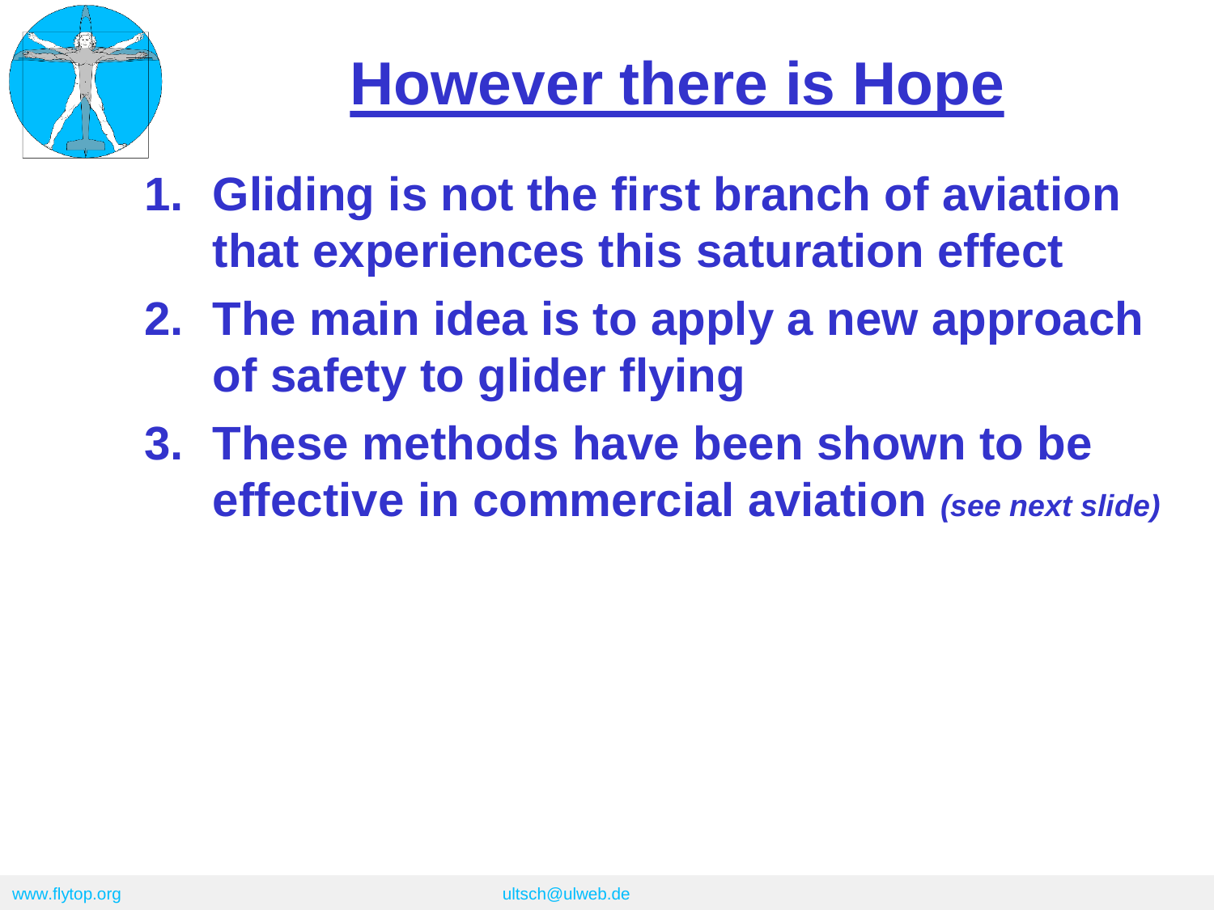# However there is Hope

1. **Gliding is not the first branch of aviation that experiences this saturation effect**
2. **The main idea is to apply a new approach of safety to glider flying**
3. **These methods have been shown to be effective in commercial aviation** ***(see next slide)***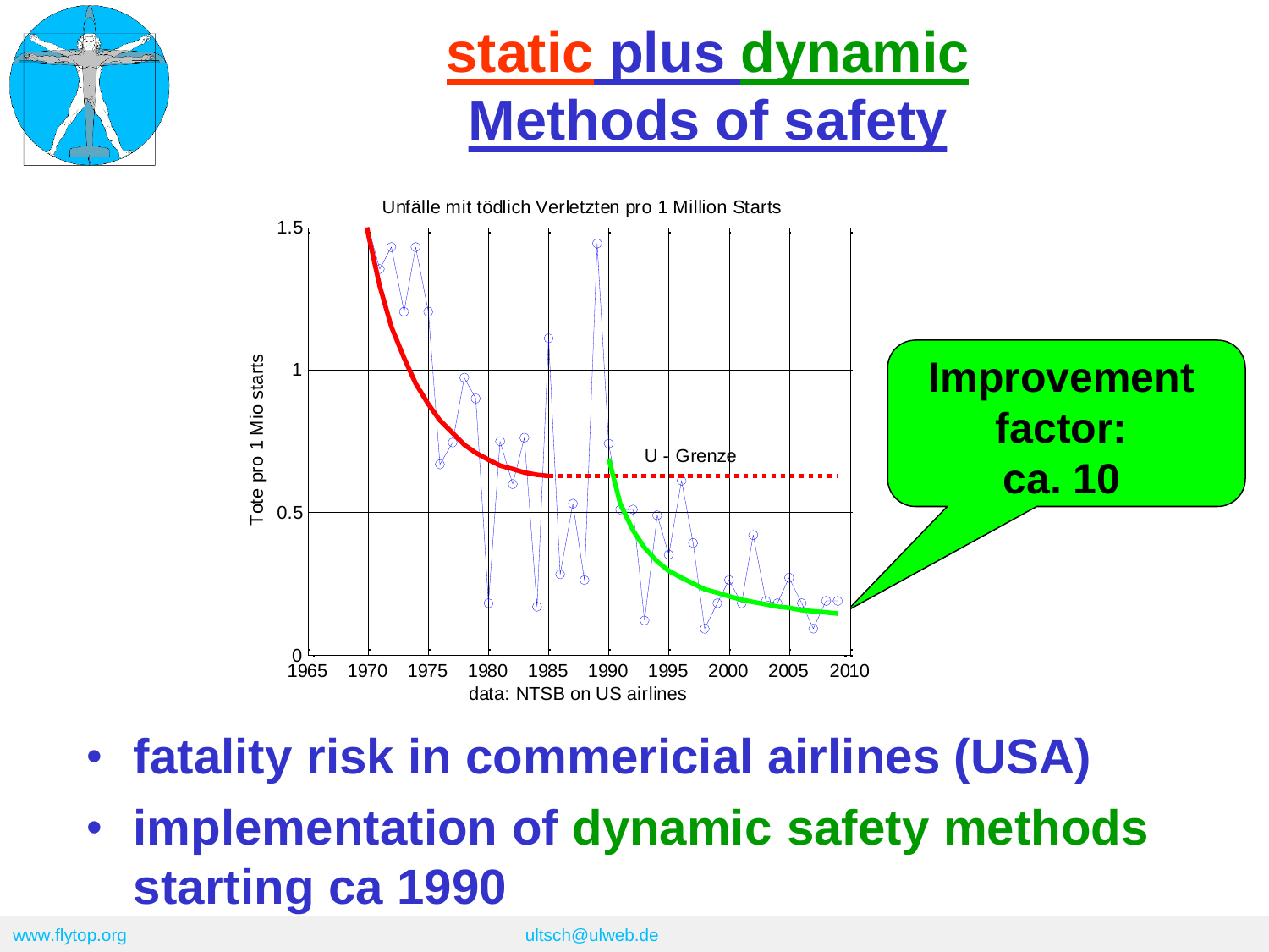# static plus dynamic Methods of safety

Unfälle mit tödlich Verletzten pro 1 Million Starts

Tote pro 1 Mio starts

U - Grenze

data: NTSB on US airlines

**Improvement factor: ca. 10**

- **fatality risk in commericial airlines (USA)**
- **implementation of dynamic safety methods starting ca 1990**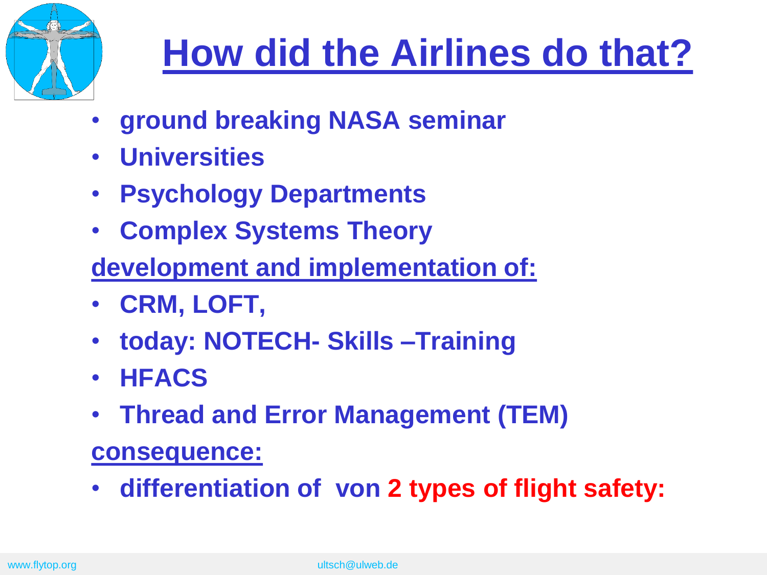# How did the Airlines do that?

- **ground breaking NASA seminar**
- **Universities**
- **Psychology Departments**
- **Complex Systems Theory**

**development and implementation of:**

- **CRM, LOFT,**
- **today: NOTECH- Skills –Training**
- **HFACS**
- **Thread and Error Management (TEM)**

**consequence:**

- **differentiation of von 2 types of flight safety:**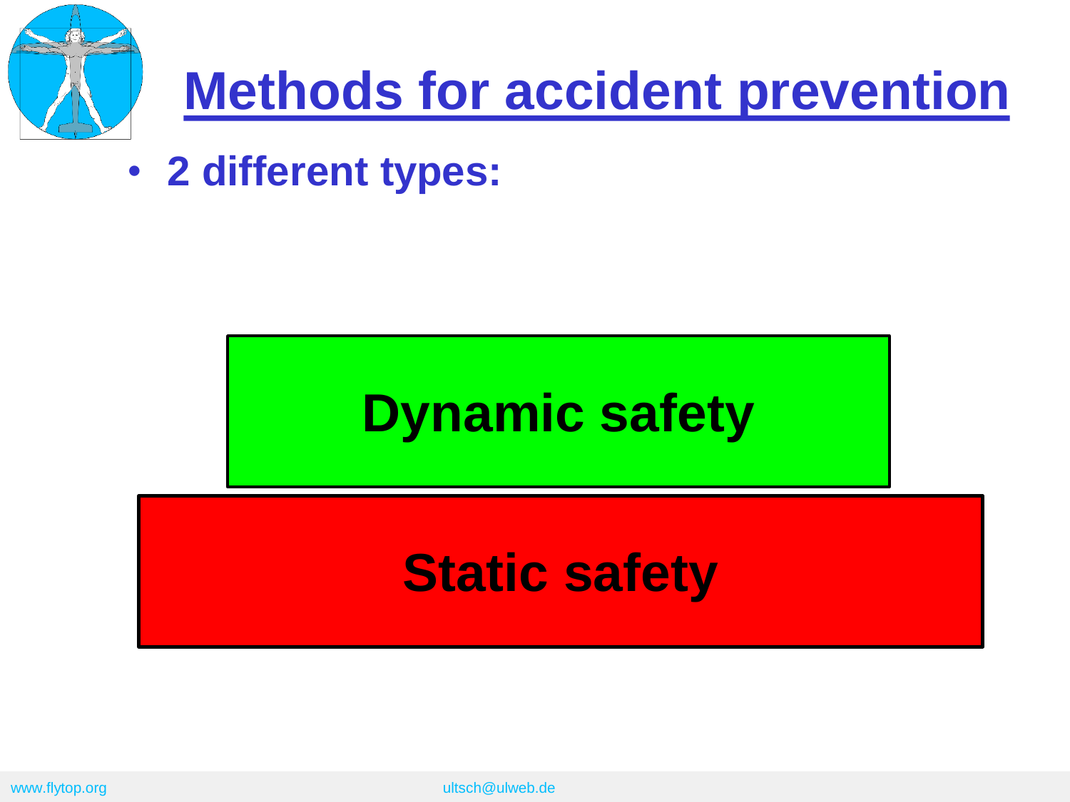# Methods for accident prevention

- **2 different types:**

**Dynamic safety**

**Static safety**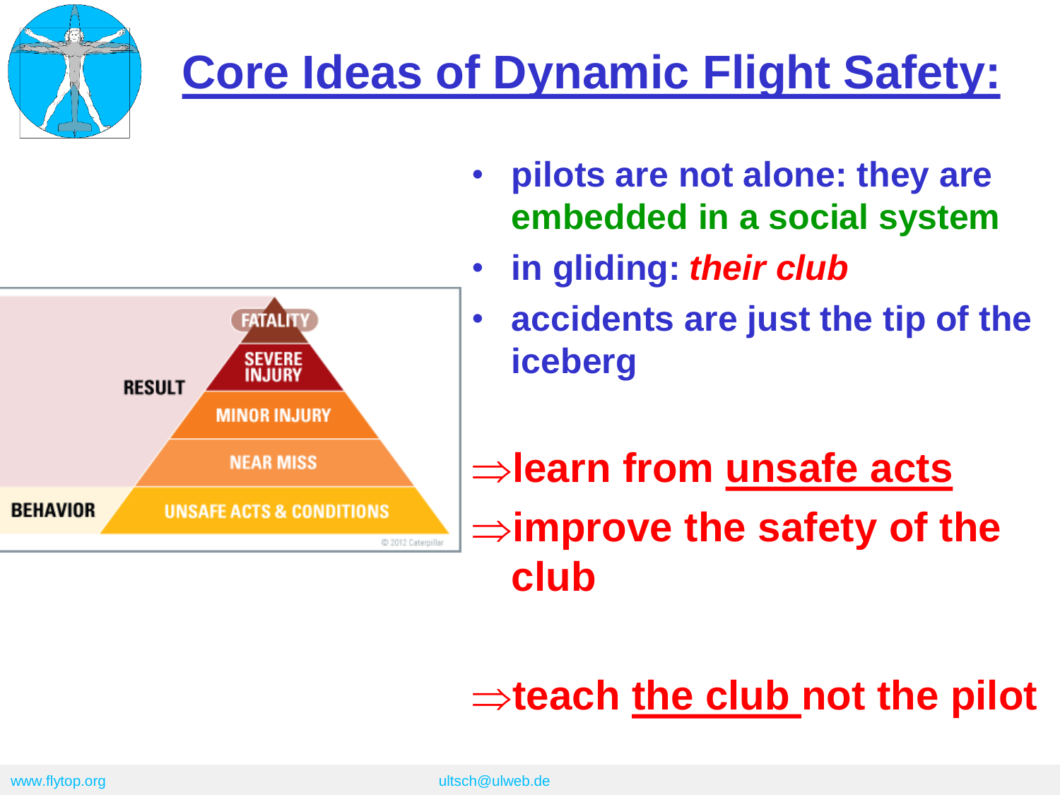# Core Ideas of Dynamic Flight Safety:

- **pilots are not alone: they are embedded in a social system**
- **in gliding: *their club***
- **accidents are just the tip of the iceberg**

FATALITY
SEVERE INJURY
RESULT
MINOR INJURY
NEAR MISS
BEHAVIOR
UNSAFE ACTS & CONDITIONS

© 2012 Caterpillar

**⇒learn from unsafe acts**

**⇒improve the safety of the club**

**⇒teach the club not the pilot**

www.flytop.org ultsch@ulweb.de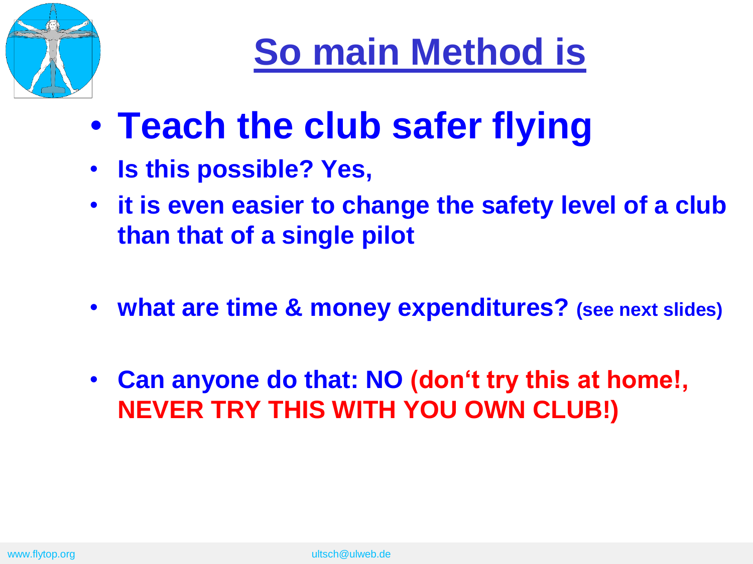# So main Method is

- **Teach the club safer flying**
- **Is this possible? Yes,**
- **it is even easier to change the safety level of a club than that of a single pilot**
- **what are time & money expenditures? (see next slides)**
- **Can anyone do that: NO (don‘t try this at home!, NEVER TRY THIS WITH YOU OWN CLUB!)**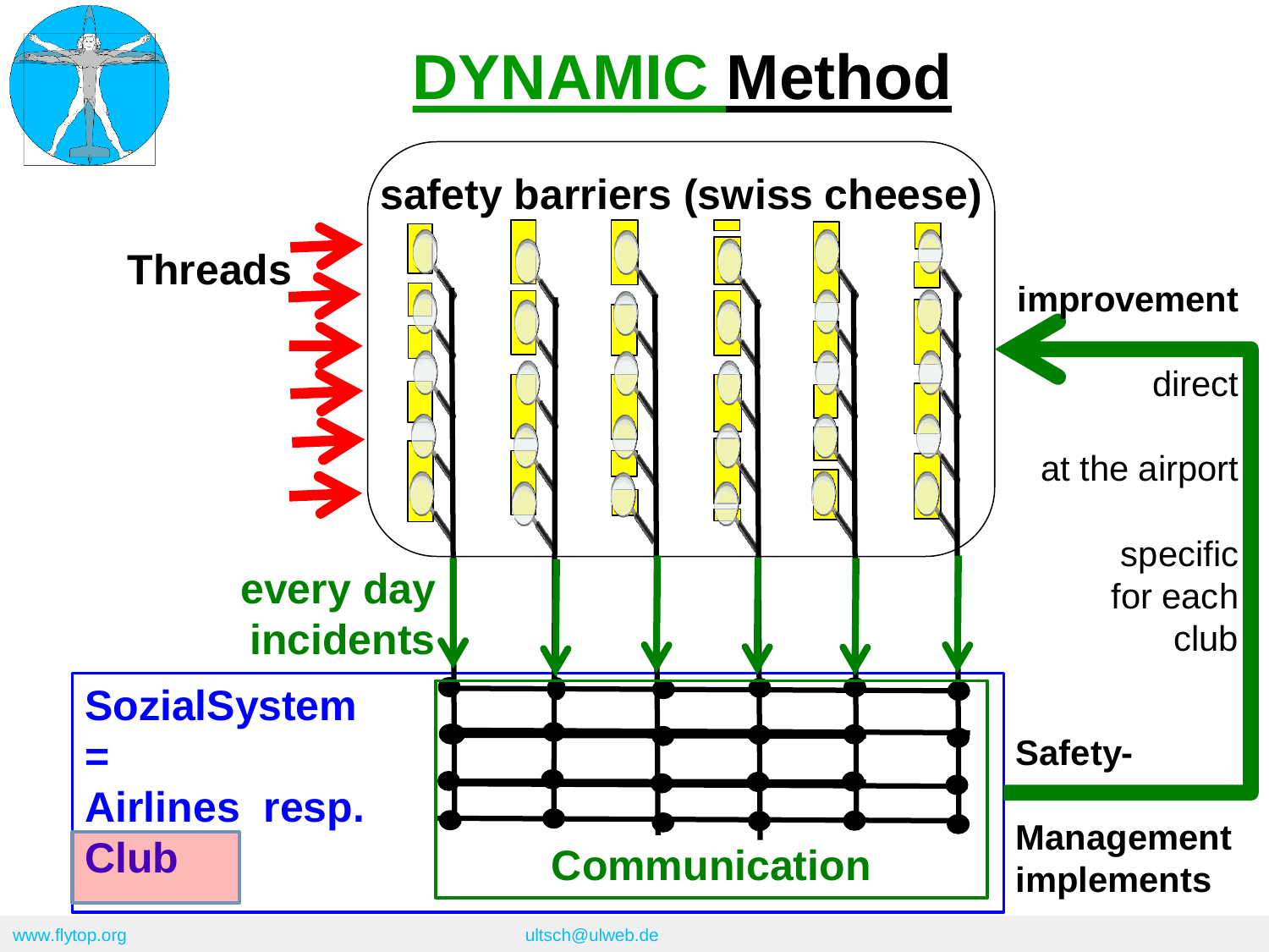# DYNAMIC Method

safety barriers (swiss cheese)

Threads

improvement

direct

at the airport

specific for each club

every day incidents

SozialSystem = Airlines resp. Club

Communication

Safety-Management implements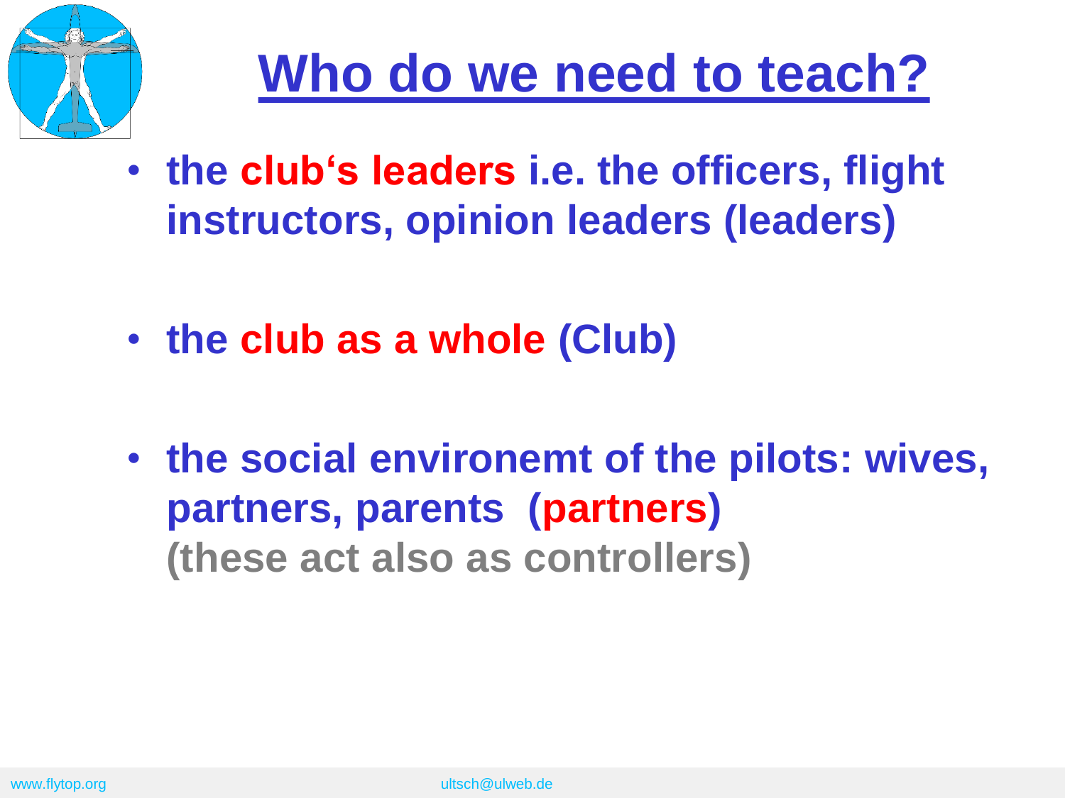# Who do we need to teach?

- **the club's leaders i.e. the officers, flight instructors, opinion leaders (leaders)**

- **the club as a whole (Club)**

- **the social environemt of the pilots: wives, partners, parents (partners)**
  **(these act also as controllers)**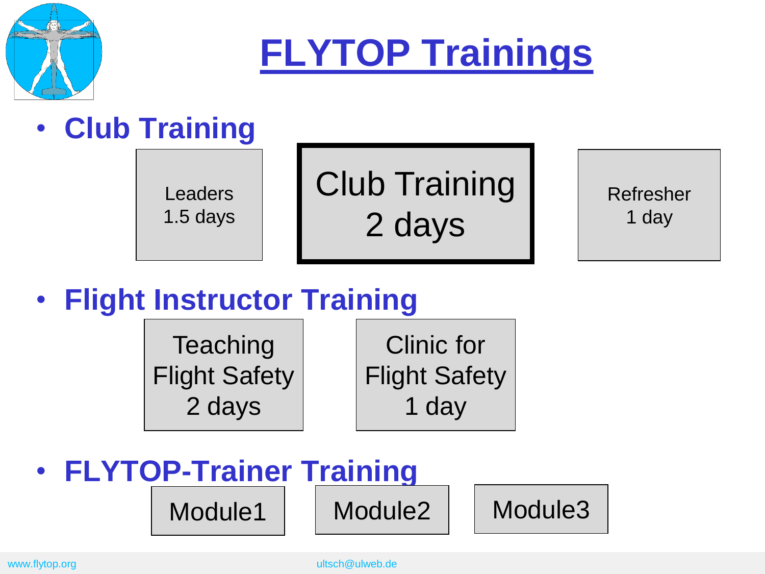# FLYTOP Trainings

- **Club Training**

Leaders 1.5 days | Club Training 2 days | Refresher 1 day

- **Flight Instructor Training**

Teaching Flight Safety 2 days | Clinic for Flight Safety 1 day

- **FLYTOP-Trainer Training**

Module1 | Module2 | Module3

www.flytop.org ultsch@ulweb.de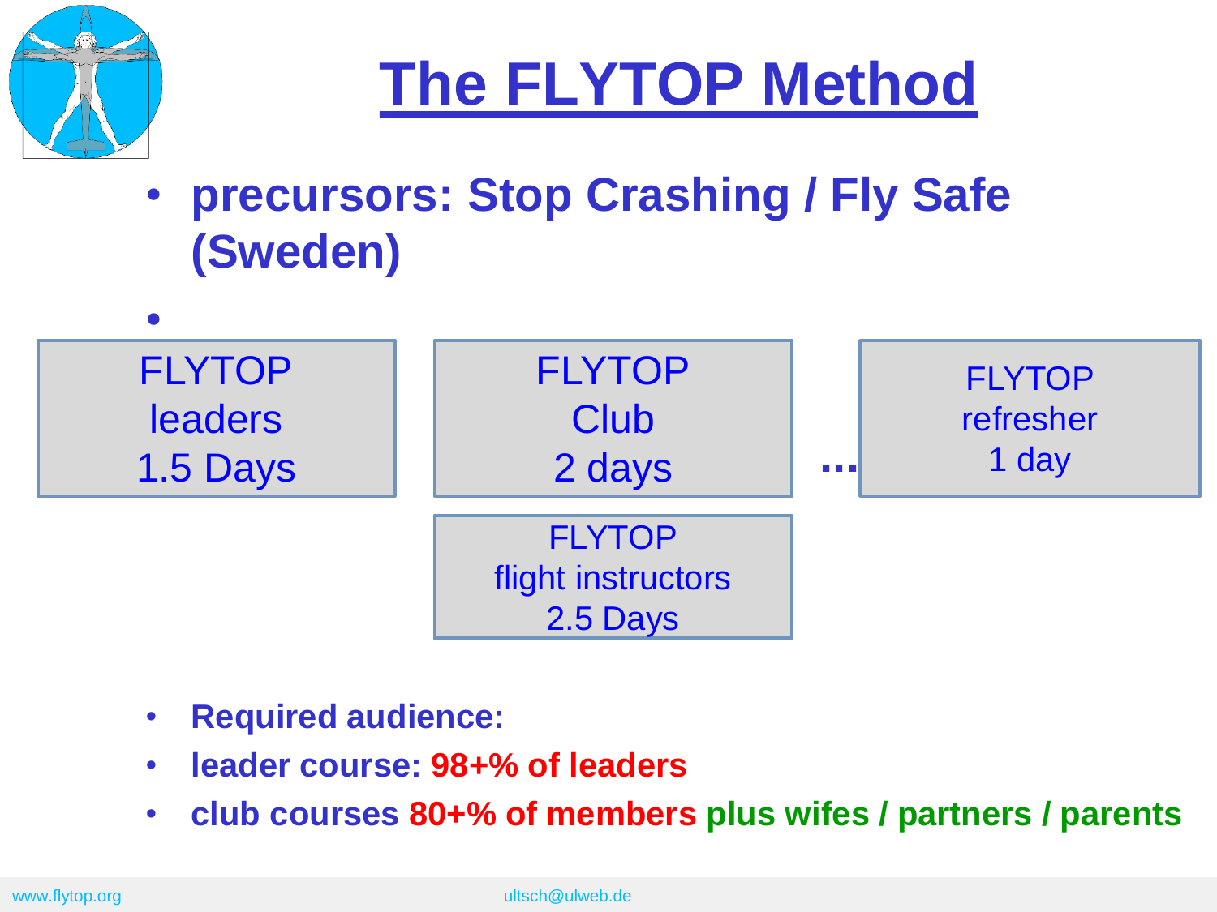# The FLYTOP Method

- **precursors: Stop Crashing / Fly Safe (Sweden)**

FLYTOP leaders 1.5 Days

FLYTOP Club 2 days

...

FLYTOP refresher 1 day

FLYTOP flight instructors 2.5 Days

- **Required audience:**
- **leader course: 98+% of leaders**
- **club courses 80+% of members plus wifes / partners / parents**

www.flytop.org ultsch@ulweb.de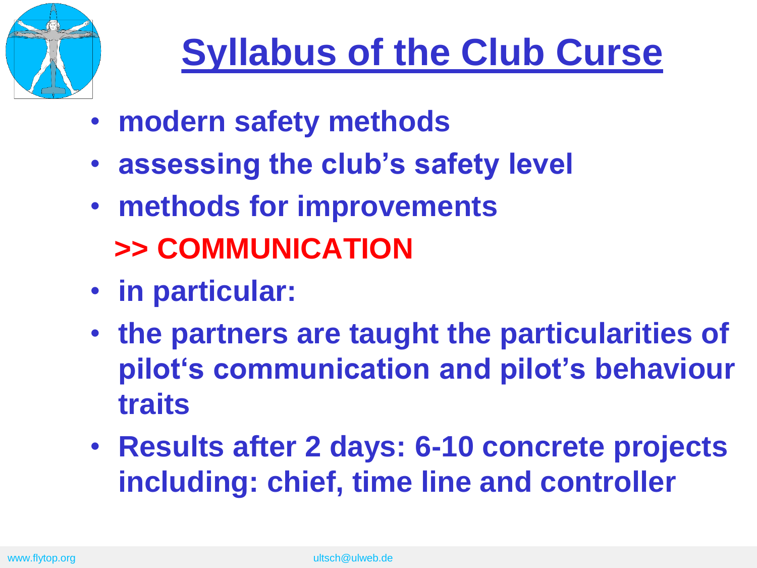# Syllabus of the Club Curse

- modern safety methods
- assessing the club's safety level
- methods for improvements

  **>> COMMUNICATION**

- in particular:
- the partners are taught the particularities of pilot's communication and pilot's behaviour traits
- Results after 2 days: 6-10 concrete projects including: chief, time line and controller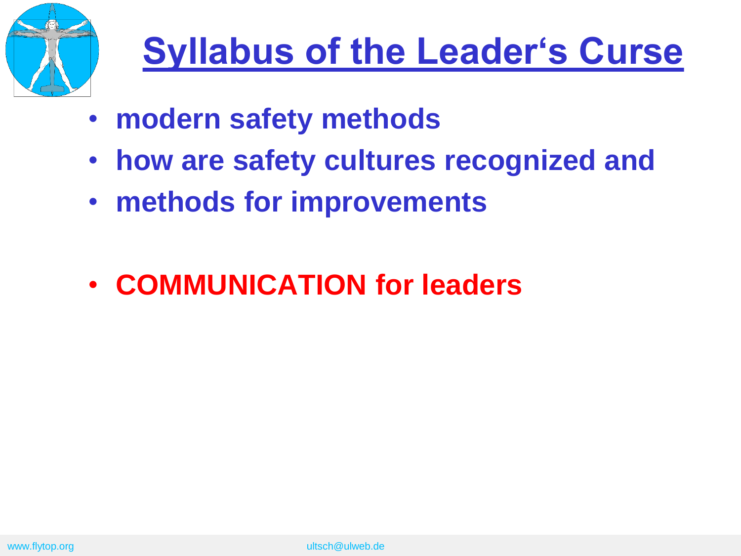# Syllabus of the Leader‘s Curse

- modern safety methods
- how are safety cultures recognized and
- methods for improvements

- **COMMUNICATION for leaders**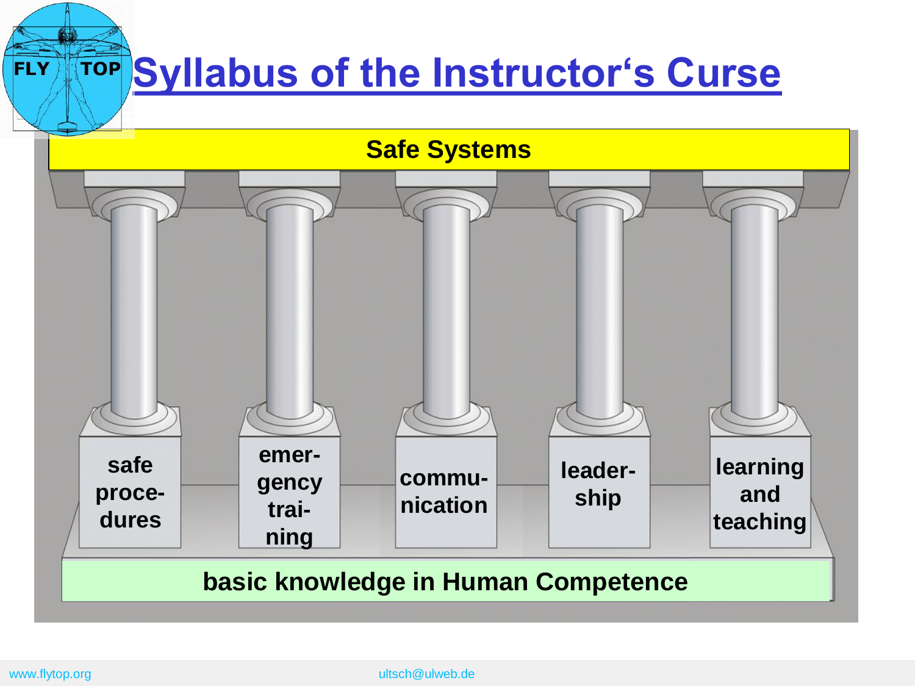# Syllabus of the Instructor‘s Curse

**Safe Systems**

- safe proce-dures
- emer-gency trai-ning
- commu-nication
- leader-ship
- learning and teaching

**basic knowledge in Human Competence**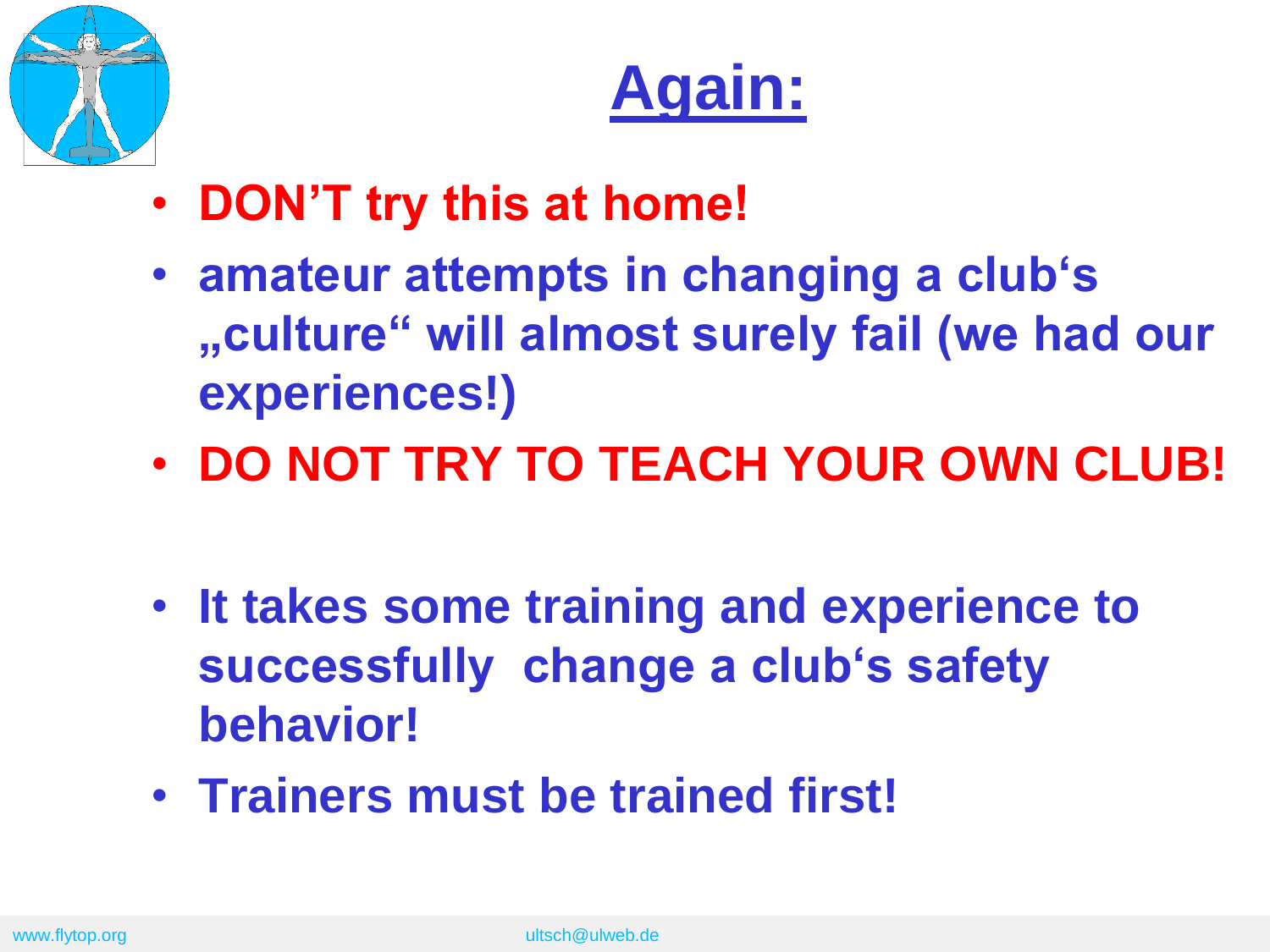# Again:

- **DON'T try this at home!**
- **amateur attempts in changing a club's „culture" will almost surely fail (we had our experiences!)**
- **DO NOT TRY TO TEACH YOUR OWN CLUB!**

- **It takes some training and experience to successfully change a club's safety behavior!**
- **Trainers must be trained first!**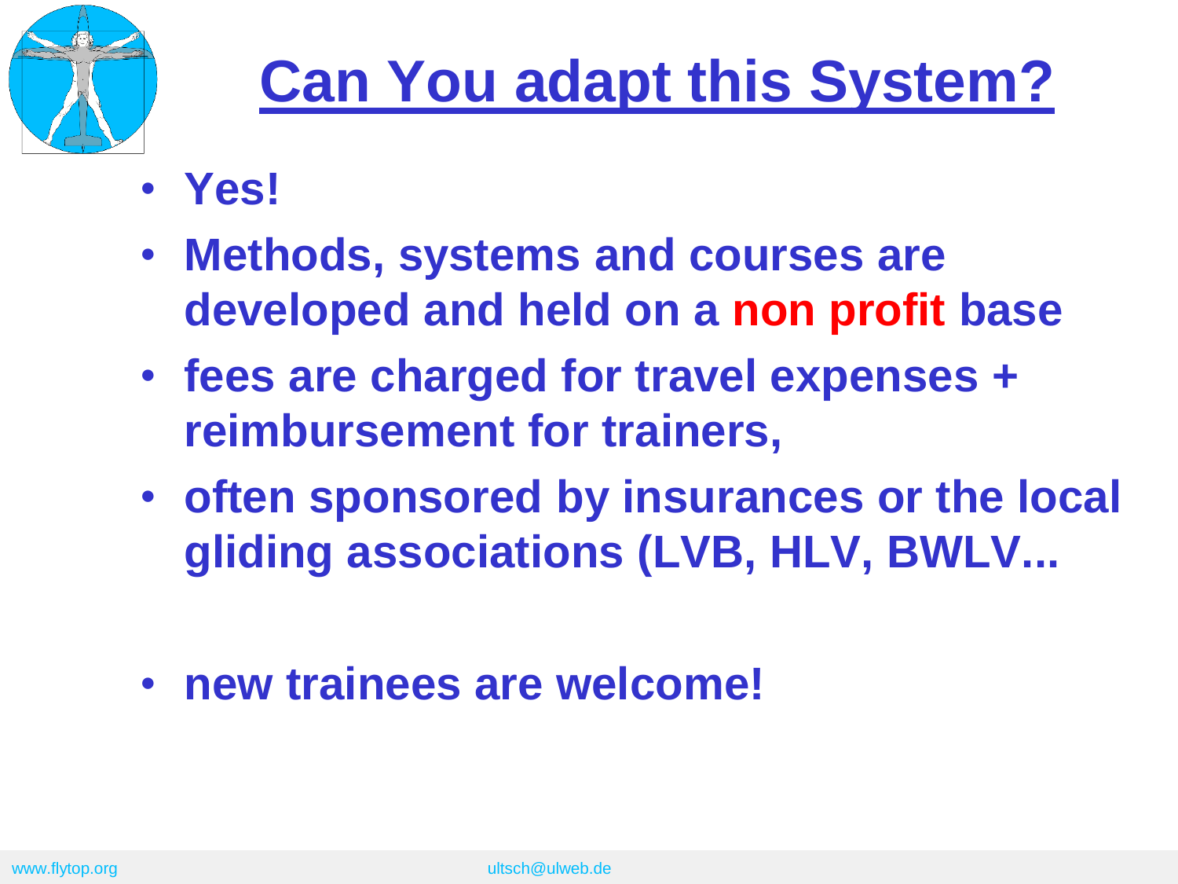# Can You adapt this System?

- **Yes!**
- **Methods, systems and courses are developed and held on a non profit base**
- **fees are charged for travel expenses + reimbursement for trainers,**
- **often sponsored by insurances or the local gliding associations (LVB, HLV, BWLV...**
- **new trainees are welcome!**

www.flytop.org ultsch@ulweb.de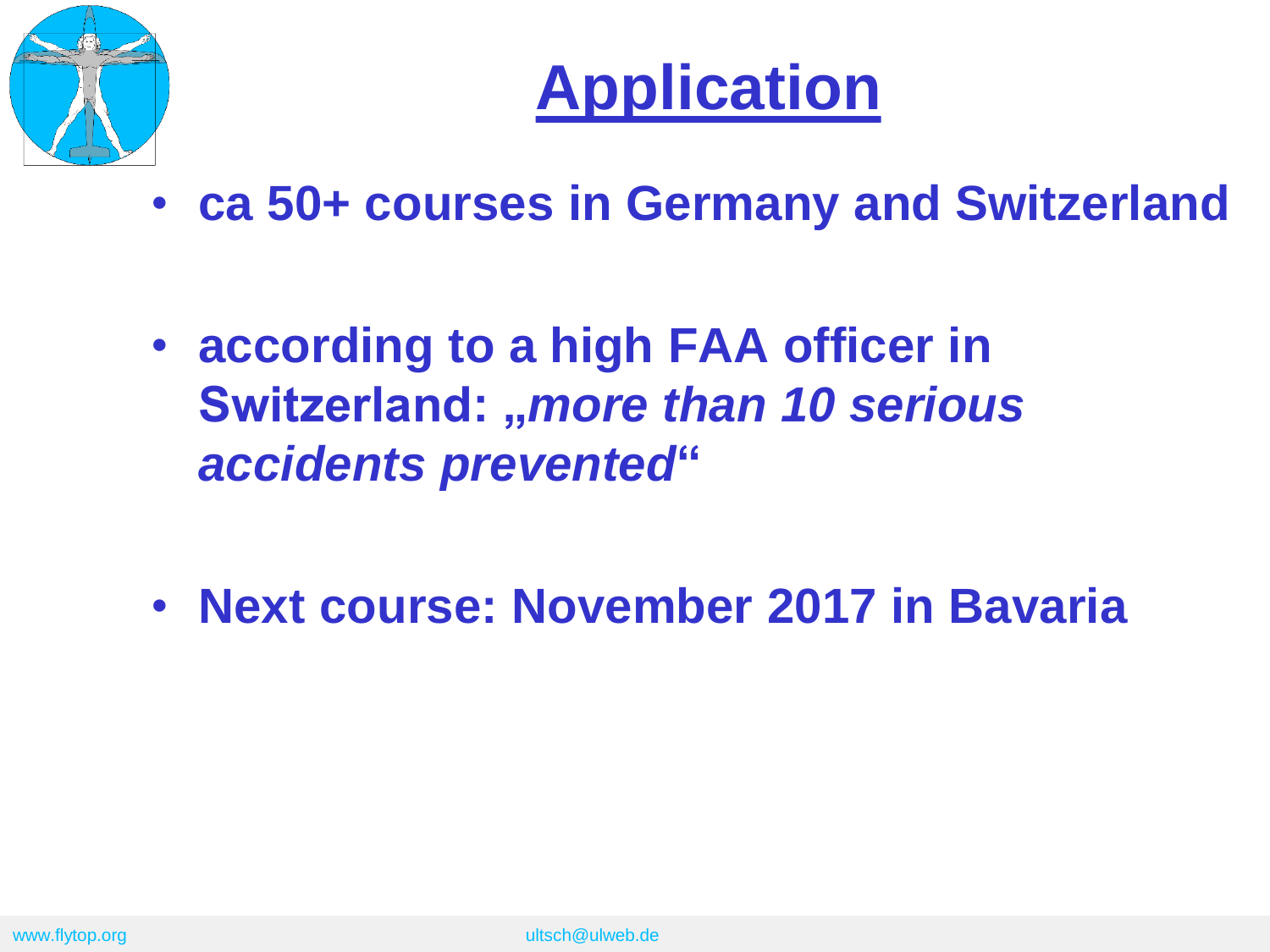# Application

- **ca 50+ courses in Germany and Switzerland**
- **according to a high FAA officer in Switzerland: „*more than 10 serious accidents prevented*"**
- **Next course: November 2017 in Bavaria**

www.flytop.org ultsch@ulweb.de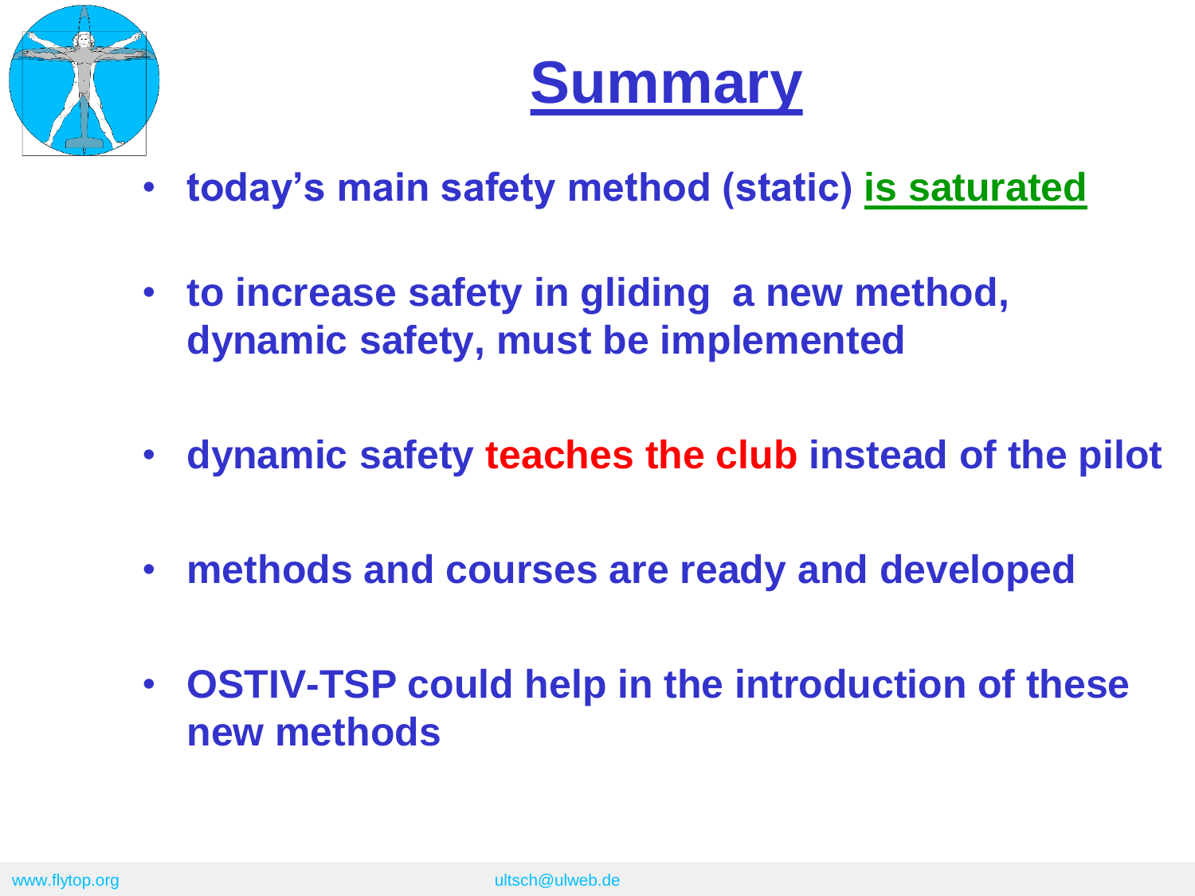# Summary

- **today's main safety method (static) is saturated**
- **to increase safety in gliding a new method, dynamic safety, must be implemented**
- **dynamic safety teaches the club instead of the pilot**
- **methods and courses are ready and developed**
- **OSTIV-TSP could help in the introduction of these new methods**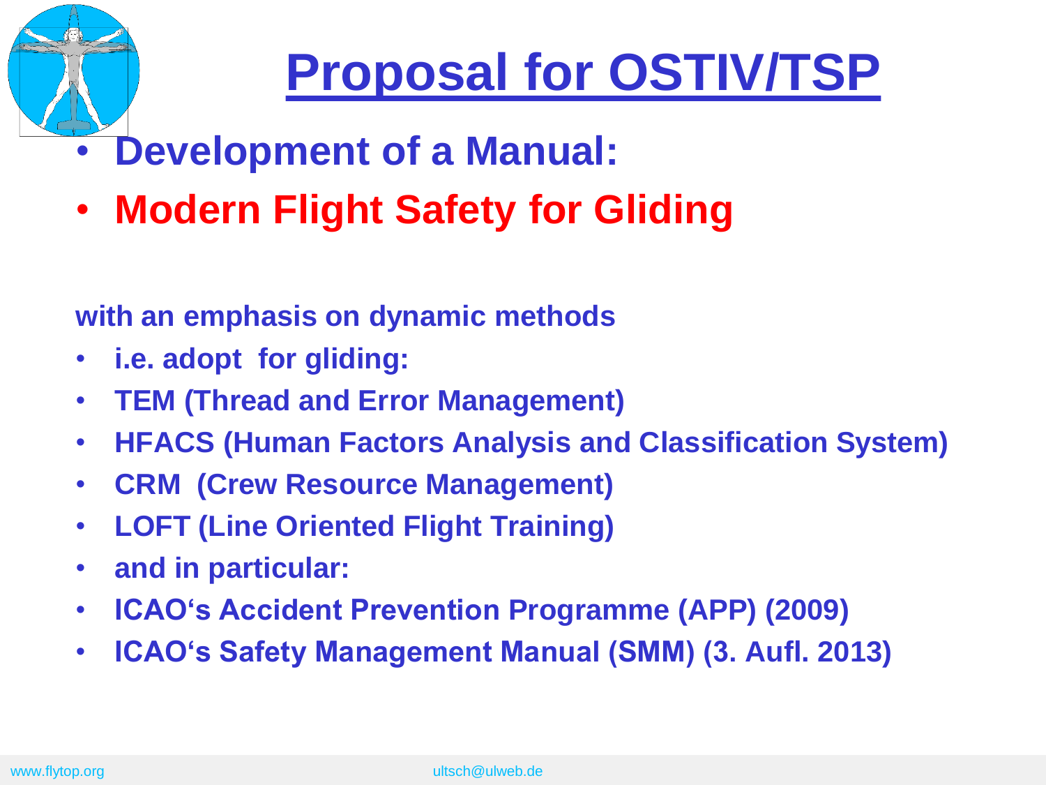# Proposal for OSTIV/TSP

- **Development of a Manual:**
- **Modern Flight Safety for Gliding**

**with an emphasis on dynamic methods**

- **i.e. adopt for gliding:**
- **TEM (Thread and Error Management)**
- **HFACS (Human Factors Analysis and Classification System)**
- **CRM (Crew Resource Management)**
- **LOFT (Line Oriented Flight Training)**
- **and in particular:**
- **ICAO's Accident Prevention Programme (APP) (2009)**
- **ICAO's Safety Management Manual (SMM) (3. Aufl. 2013)**

www.flytop.org ultsch@ulweb.de